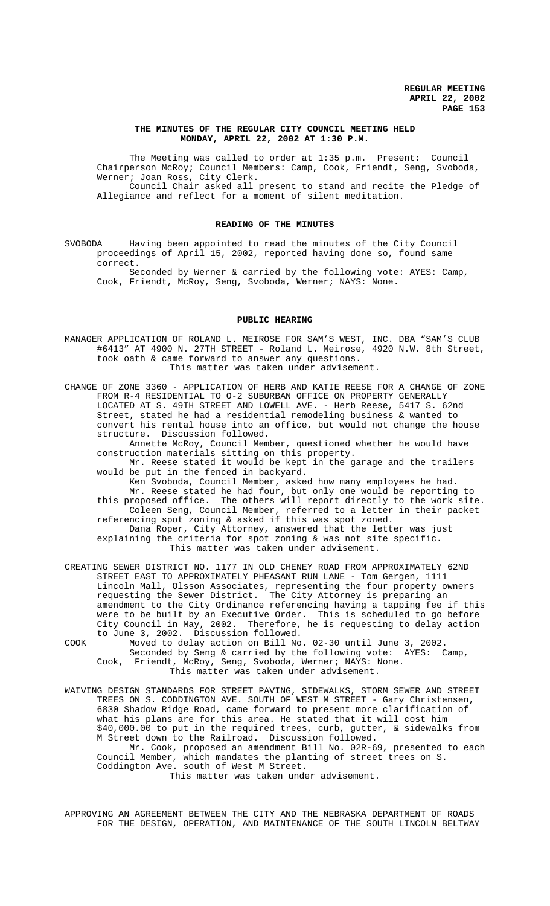# THE MINUTES OF THE REGULAR CITY COUNCIL MEETING HELD MONDAY, APRIL 22, 2002 AT 1:30 P.M.

The Meeting was called to order at 1:35 p.m. Present: Council Chairperson McRoy; Council Members: Camp, Cook, Friendt, Seng, Svoboda, Werner; Joan Ross, City Clerk.

Council Chair asked all present to stand and recite the Pledge of Allegiance and reflect for a moment of silent meditation.

## READING OF THE MINUTES

SVOBODA Having been appointed to read the minutes of the City Council proceedings of April 15, 2002, reported having done so, found same correct.

Seconded by Werner & carried by the following vote: AYES: Camp, Cook, Friendt, McRoy, Seng, Svoboda, Werner; NAYS: None.

## PUBLIC HEARING

MANAGER APPLICATION OF ROLAND L. MEIROSE FOR SAM'S WEST, INC. DBA "SAM'S CLUB #6413" AT 4900 N. 27TH STREET - Roland L. Meirose, 4920 N.W. 8th Street, took oath & came forward to answer any questions.

This matter was taken under advisement.

CHANGE OF ZONE 3360 - APPLICATION OF HERB AND KATIE REESE FOR A CHANGE OF ZONE FROM R-4 RESIDENTIAL TO O-2 SUBURBAN OFFICE ON PROPERTY GENERALLY LOCATED AT S. 49TH STREET AND LOWELL AVE. - Herb Reese, 5417 S. 62nd Street, stated he had a residential remodeling business & wanted to convert his rental house into an office, but would not change the house structure. Discussion followed.

Annette McRoy, Council Member, questioned whether he would have construction materials sitting on this property.

Mr. Reese stated it would be kept in the garage and the trailers would be put in the fenced in backyard.

Ken Svoboda, Council Member, asked how many employees he had.

Mr. Reese stated he had four, but only one would be reporting to this proposed office. The others will report directly to the work site.

Coleen Seng, Council Member, referred to a letter in their packet referencing spot zoning & asked if this was spot zoned.

Dana Roper, City Attorney, answered that the letter was just explaining the criteria for spot zoning & was not site specific.

This matter was taken under advisement.

CREATING SEWER DISTRICT NO. 1177 IN OLD CHENEY ROAD FROM APPROXIMATELY 62ND STREET EAST TO APPROXIMATELY PHEASANT RUN LANE - Tom Gergen, 1111 Lincoln Mall, Olsson Associates, representing the four property owners requesting the Sewer District. The City Attorney is preparing an amendment to the City Ordinance referencing having a tapping fee if this were to be built by an Executive Order. This is scheduled to go before City Council in May, 2002. Therefore, he is requesting to delay action to June 3, 2002. Discussion followed.

COOK Moved to delay action on Bill No. 02-30 until June 3, 2002.

Seconded by Seng & carried by the following vote: AYES: Camp, Cook, Friendt, McRoy, Seng, Svoboda, Werner; NAYS: None.

This matter was taken under advisement.

WAIVING DESIGN STANDARDS FOR STREET PAVING, SIDEWALKS, STORM SEWER AND STREET TREES ON S. CODDINGTON AVE. SOUTH OF WEST M STREET - Gary Christensen, 6830 Shadow Ridge Road, came forward to present more clarification of what his plans are for this area. He stated that it will cost him $40,000.00 to put in the required trees, curb, gutter, & sidewalks from M Street down to the Railroad. Discussion followed.

Mr. Cook, proposed an amendment Bill No. 02R-69, presented to each Council Member, which mandates the planting of street trees on S. Coddington Ave. south of West M Street.

This matter was taken under advisement.

APPROVING AN AGREEMENT BETWEEN THE CITY AND THE NEBRASKA DEPARTMENT OF ROADS FOR THE DESIGN, OPERATION, AND MAINTENANCE OF THE SOUTH LINCOLN BELTWAY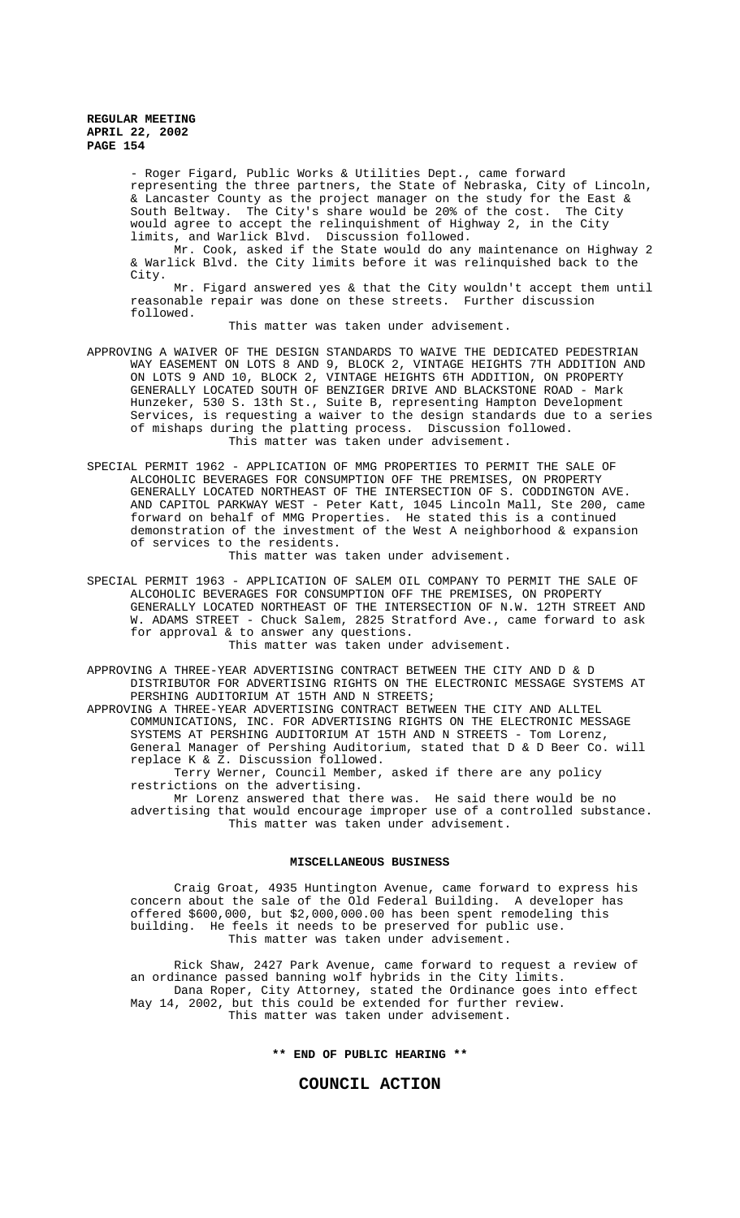- Roger Figard, Public Works & Utilities Dept., came forward representing the three partners, the State of Nebraska, City of Lincoln, & Lancaster County as the project manager on the study for the East & South Beltway. The City's share would be 20% of the cost. The City would agree to accept the relinquishment of Highway 2, in the City limits, and Warlick Blvd. Discussion followed.

Mr. Cook, asked if the State would do any maintenance on Highway 2 & Warlick Blvd. the City limits before it was relinquished back to the City.

Mr. Figard answered yes & that the City wouldn't accept them until reasonable repair was done on these streets. Further discussion followed.

This matter was taken under advisement.

APPROVING A WAIVER OF THE DESIGN STANDARDS TO WAIVE THE DEDICATED PEDESTRIAN WAY EASEMENT ON LOTS 8 AND 9, BLOCK 2, VINTAGE HEIGHTS 7TH ADDITION AND ON LOTS 9 AND 10, BLOCK 2, VINTAGE HEIGHTS 6TH ADDITION, ON PROPERTY GENERALLY LOCATED SOUTH OF BENZIGER DRIVE AND BLACKSTONE ROAD - Mark Hunzeker, 530 S. 13th St., Suite B, representing Hampton Development Services, is requesting a waiver to the design standards due to a series of mishaps during the platting process. Discussion followed.

This matter was taken under advisement.

SPECIAL PERMIT 1962 - APPLICATION OF MMG PROPERTIES TO PERMIT THE SALE OF ALCOHOLIC BEVERAGES FOR CONSUMPTION OFF THE PREMISES, ON PROPERTY GENERALLY LOCATED NORTHEAST OF THE INTERSECTION OF S. CODDINGTON AVE. AND CAPITOL PARKWAY WEST - Peter Katt, 1045 Lincoln Mall, Ste 200, came forward on behalf of MMG Properties. He stated this is a continued demonstration of the investment of the West A neighborhood & expansion of services to the residents.

This matter was taken under advisement.

SPECIAL PERMIT 1963 - APPLICATION OF SALEM OIL COMPANY TO PERMIT THE SALE OF ALCOHOLIC BEVERAGES FOR CONSUMPTION OFF THE PREMISES, ON PROPERTY GENERALLY LOCATED NORTHEAST OF THE INTERSECTION OF N.W. 12TH STREET AND W. ADAMS STREET - Chuck Salem, 2825 Stratford Ave., came forward to ask for approval & to answer any questions.

This matter was taken under advisement.

APPROVING A THREE-YEAR ADVERTISING CONTRACT BETWEEN THE CITY AND D & D DISTRIBUTOR FOR ADVERTISING RIGHTS ON THE ELECTRONIC MESSAGE SYSTEMS AT PERSHING AUDITORIUM AT 15TH AND N STREETS;

APPROVING A THREE-YEAR ADVERTISING CONTRACT BETWEEN THE CITY AND ALLTEL COMMUNICATIONS, INC. FOR ADVERTISING RIGHTS ON THE ELECTRONIC MESSAGE SYSTEMS AT PERSHING AUDITORIUM AT 15TH AND N STREETS - Tom Lorenz, General Manager of Pershing Auditorium, stated that D & D Beer Co. will replace K & Z. Discussion followed.

Terry Werner, Council Member, asked if there are any policy restrictions on the advertising.

Mr Lorenz answered that there was. He said there would be no advertising that would encourage improper use of a controlled substance.

This matter was taken under advisement.

## MISCELLANEOUS BUSINESS

Craig Groat, 4935 Huntington Avenue, came forward to express his concern about the sale of the Old Federal Building. A developer has offered $600,000, but $2,000,000.00 has been spent remodeling this building. He feels it needs to be preserved for public use.

This matter was taken under advisement.

Rick Shaw, 2427 Park Avenue, came forward to request a review of an ordinance passed banning wolf hybrids in the City limits.

Dana Roper, City Attorney, stated the Ordinance goes into effect May 14, 2002, but this could be extended for further review.

This matter was taken under advisement.

**** END OF PUBLIC HEARING ****

## COUNCIL ACTION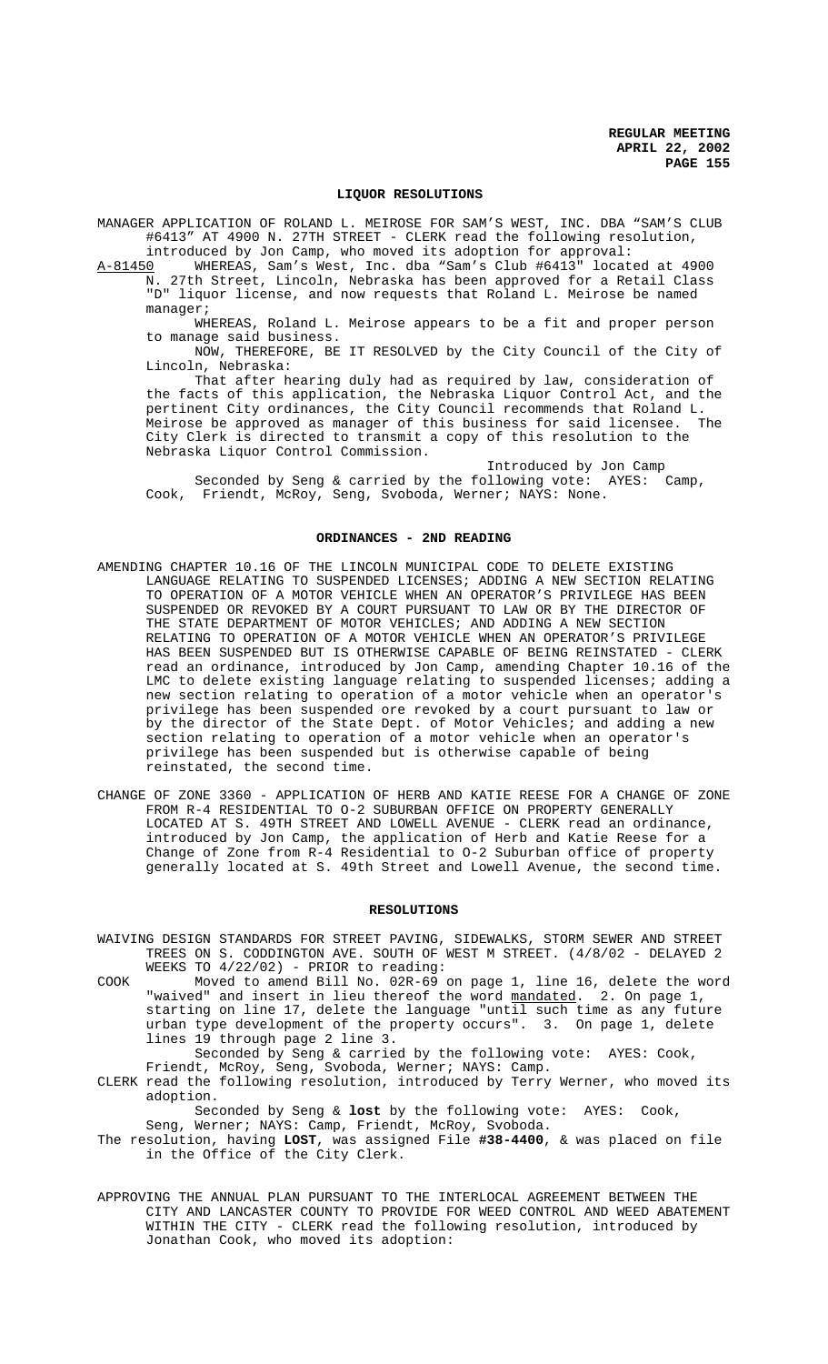#### LIQUOR RESOLUTIONS

MANAGER APPLICATION OF ROLAND L. MEIROSE FOR SAM'S WEST, INC. DBA "SAM'S CLUB #6413" AT 4900 N. 27TH STREET - CLERK read the following resolution, introduced by Jon Camp, who moved its adoption for approval:

A-81450 WHEREAS, Sam's West, Inc. dba "Sam's Club #6413" located at 4900 N. 27th Street, Lincoln, Nebraska has been approved for a Retail Class "D" liquor license, and now requests that Roland L. Meirose be named manager;

WHEREAS, Roland L. Meirose appears to be a fit and proper person to manage said business.

NOW, THEREFORE, BE IT RESOLVED by the City Council of the City of Lincoln, Nebraska:

That after hearing duly had as required by law, consideration of the facts of this application, the Nebraska Liquor Control Act, and the pertinent City ordinances, the City Council recommends that Roland L. Meirose be approved as manager of this business for said licensee. The City Clerk is directed to transmit a copy of this resolution to the Nebraska Liquor Control Commission.

Introduced by Jon Camp

Seconded by Seng & carried by the following vote: AYES: Camp, Cook, Friendt, McRoy, Seng, Svoboda, Werner; NAYS: None.

#### ORDINANCES - 2ND READING

AMENDING CHAPTER 10.16 OF THE LINCOLN MUNICIPAL CODE TO DELETE EXISTING LANGUAGE RELATING TO SUSPENDED LICENSES; ADDING A NEW SECTION RELATING TO OPERATION OF A MOTOR VEHICLE WHEN AN OPERATOR'S PRIVILEGE HAS BEEN SUSPENDED OR REVOKED BY A COURT PURSUANT TO LAW OR BY THE DIRECTOR OF THE STATE DEPARTMENT OF MOTOR VEHICLES; AND ADDING A NEW SECTION RELATING TO OPERATION OF A MOTOR VEHICLE WHEN AN OPERATOR'S PRIVILEGE HAS BEEN SUSPENDED BUT IS OTHERWISE CAPABLE OF BEING REINSTATED - CLERK read an ordinance, introduced by Jon Camp, amending Chapter 10.16 of the LMC to delete existing language relating to suspended licenses; adding a new section relating to operation of a motor vehicle when an operator's privilege has been suspended ore revoked by a court pursuant to law or by the director of the State Dept. of Motor Vehicles; and adding a new section relating to operation of a motor vehicle when an operator's privilege has been suspended but is otherwise capable of being reinstated, the second time.

CHANGE OF ZONE 3360 - APPLICATION OF HERB AND KATIE REESE FOR A CHANGE OF ZONE FROM R-4 RESIDENTIAL TO O-2 SUBURBAN OFFICE ON PROPERTY GENERALLY LOCATED AT S. 49TH STREET AND LOWELL AVENUE - CLERK read an ordinance, introduced by Jon Camp, the application of Herb and Katie Reese for a Change of Zone from R-4 Residential to O-2 Suburban office of property generally located at S. 49th Street and Lowell Avenue, the second time.

#### RESOLUTIONS

WAIVING DESIGN STANDARDS FOR STREET PAVING, SIDEWALKS, STORM SEWER AND STREET TREES ON S. CODDINGTON AVE. SOUTH OF WEST M STREET. (4/8/02 - DELAYED 2 WEEKS TO 4/22/02) - PRIOR to reading:

COOK Moved to amend Bill No. 02R-69 on page 1, line 16, delete the word "waived" and insert in lieu thereof the word mandated. 2. On page 1, starting on line 17, delete the language "until such time as any future urban type development of the property occurs". 3. On page 1, delete lines 19 through page 2 line 3.

Seconded by Seng & carried by the following vote: AYES: Cook, Friendt, McRoy, Seng, Svoboda, Werner; NAYS: Camp.

CLERK read the following resolution, introduced by Terry Werner, who moved its adoption.

Seconded by Seng & **lost** by the following vote: AYES: Cook, Seng, Werner; NAYS: Camp, Friendt, McRoy, Svoboda.

The resolution, having **LOST**, was assigned File **#38-4400**, & was placed on file in the Office of the City Clerk.

APPROVING THE ANNUAL PLAN PURSUANT TO THE INTERLOCAL AGREEMENT BETWEEN THE CITY AND LANCASTER COUNTY TO PROVIDE FOR WEED CONTROL AND WEED ABATEMENT WITHIN THE CITY - CLERK read the following resolution, introduced by Jonathan Cook, who moved its adoption: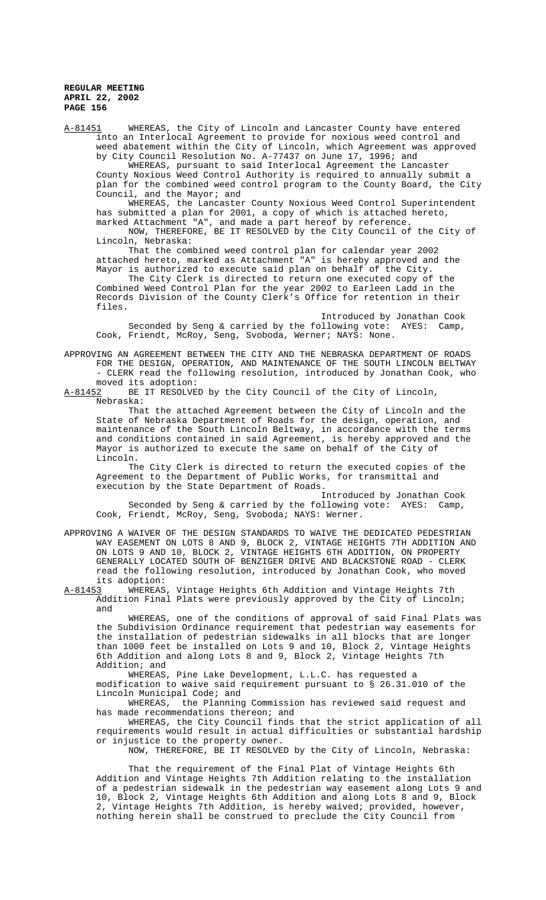A-81451 WHEREAS, the City of Lincoln and Lancaster County have entered into an Interlocal Agreement to provide for noxious weed control and weed abatement within the City of Lincoln, which Agreement was approved by City Council Resolution No. A-77437 on June 17, 1996; and

WHEREAS, pursuant to said Interlocal Agreement the Lancaster County Noxious Weed Control Authority is required to annually submit a plan for the combined weed control program to the County Board, the City Council, and the Mayor; and

WHEREAS, the Lancaster County Noxious Weed Control Superintendent has submitted a plan for 2001, a copy of which is attached hereto, marked Attachment "A", and made a part hereof by reference.

NOW, THEREFORE, BE IT RESOLVED by the City Council of the City of Lincoln, Nebraska:

That the combined weed control plan for calendar year 2002 attached hereto, marked as Attachment "A" is hereby approved and the Mayor is authorized to execute said plan on behalf of the City.

The City Clerk is directed to return one executed copy of the Combined Weed Control Plan for the year 2002 to Earleen Ladd in the Records Division of the County Clerk's Office for retention in their files.

Introduced by Jonathan Cook

Seconded by Seng & carried by the following vote: AYES: Camp, Cook, Friendt, McRoy, Seng, Svoboda, Werner; NAYS: None.

APPROVING AN AGREEMENT BETWEEN THE CITY AND THE NEBRASKA DEPARTMENT OF ROADS FOR THE DESIGN, OPERATION, AND MAINTENANCE OF THE SOUTH LINCOLN BELTWAY - CLERK read the following resolution, introduced by Jonathan Cook, who moved its adoption:

A-81452 BE IT RESOLVED by the City Council of the City of Lincoln, Nebraska:

That the attached Agreement between the City of Lincoln and the State of Nebraska Department of Roads for the design, operation, and maintenance of the South Lincoln Beltway, in accordance with the terms and conditions contained in said Agreement, is hereby approved and the Mayor is authorized to execute the same on behalf of the City of Lincoln.

The City Clerk is directed to return the executed copies of the Agreement to the Department of Public Works, for transmittal and execution by the State Department of Roads.

Introduced by Jonathan Cook

Seconded by Seng & carried by the following vote: AYES: Camp, Cook, Friendt, McRoy, Seng, Svoboda; NAYS: Werner.

APPROVING A WAIVER OF THE DESIGN STANDARDS TO WAIVE THE DEDICATED PEDESTRIAN WAY EASEMENT ON LOTS 8 AND 9, BLOCK 2, VINTAGE HEIGHTS 7TH ADDITION AND ON LOTS 9 AND 10, BLOCK 2, VINTAGE HEIGHTS 6TH ADDITION, ON PROPERTY GENERALLY LOCATED SOUTH OF BENZIGER DRIVE AND BLACKSTONE ROAD - CLERK read the following resolution, introduced by Jonathan Cook, who moved its adoption:

A-81453 WHEREAS, Vintage Heights 6th Addition and Vintage Heights 7th Addition Final Plats were previously approved by the City of Lincoln; and

WHEREAS, one of the conditions of approval of said Final Plats was the Subdivision Ordinance requirement that pedestrian way easements for the installation of pedestrian sidewalks in all blocks that are longer than 1000 feet be installed on Lots 9 and 10, Block 2, Vintage Heights 6th Addition and along Lots 8 and 9, Block 2, Vintage Heights 7th Addition; and

WHEREAS, Pine Lake Development, L.L.C. has requested a modification to waive said requirement pursuant to § 26.31.010 of the Lincoln Municipal Code; and

WHEREAS, the Planning Commission has reviewed said request and has made recommendations thereon; and

WHEREAS, the City Council finds that the strict application of all requirements would result in actual difficulties or substantial hardship or injustice to the property owner.

NOW, THEREFORE, BE IT RESOLVED by the City of Lincoln, Nebraska:

That the requirement of the Final Plat of Vintage Heights 6th Addition and Vintage Heights 7th Addition relating to the installation of a pedestrian sidewalk in the pedestrian way easement along Lots 9 and 10, Block 2, Vintage Heights 6th Addition and along Lots 8 and 9, Block 2, Vintage Heights 7th Addition, is hereby waived; provided, however, nothing herein shall be construed to preclude the City Council from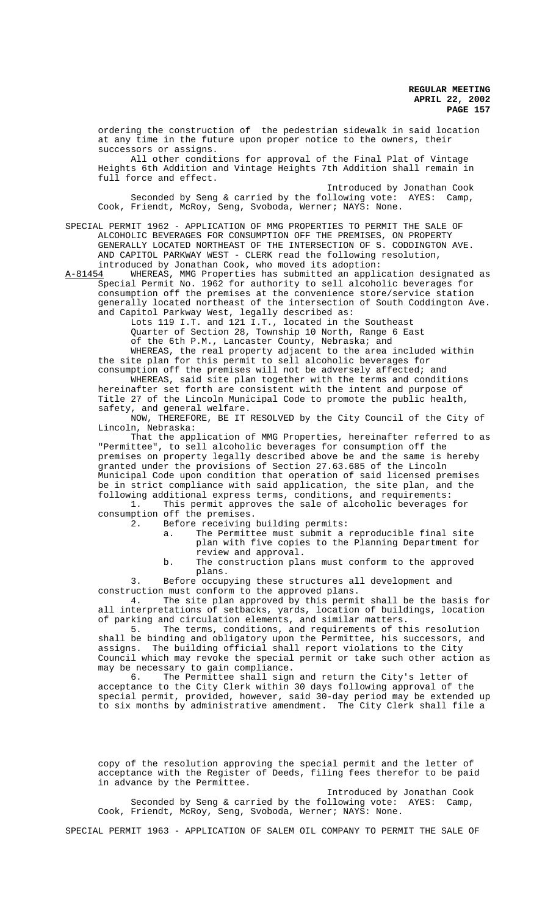ordering the construction of the pedestrian sidewalk in said location at any time in the future upon proper notice to the owners, their successors or assigns.

All other conditions for approval of the Final Plat of Vintage Heights 6th Addition and Vintage Heights 7th Addition shall remain in full force and effect.

Introduced by Jonathan Cook

Seconded by Seng & carried by the following vote: AYES: Camp, Cook, Friendt, McRoy, Seng, Svoboda, Werner; NAYS: None.

SPECIAL PERMIT 1962 - APPLICATION OF MMG PROPERTIES TO PERMIT THE SALE OF ALCOHOLIC BEVERAGES FOR CONSUMPTION OFF THE PREMISES, ON PROPERTY GENERALLY LOCATED NORTHEAST OF THE INTERSECTION OF S. CODDINGTON AVE. AND CAPITOL PARKWAY WEST - CLERK read the following resolution, introduced by Jonathan Cook, who moved its adoption:

A-81454 WHEREAS, MMG Properties has submitted an application designated as Special Permit No. 1962 for authority to sell alcoholic beverages for consumption off the premises at the convenience store/service station generally located northeast of the intersection of South Coddington Ave. and Capitol Parkway West, legally described as:

Lots 119 I.T. and 121 I.T., located in the Southeast Quarter of Section 28, Township 10 North, Range 6 East of the 6th P.M., Lancaster County, Nebraska; and

WHEREAS, the real property adjacent to the area included within the site plan for this permit to sell alcoholic beverages for consumption off the premises will not be adversely affected; and

WHEREAS, said site plan together with the terms and conditions hereinafter set forth are consistent with the intent and purpose of Title 27 of the Lincoln Municipal Code to promote the public health, safety, and general welfare.

NOW, THEREFORE, BE IT RESOLVED by the City Council of the City of Lincoln, Nebraska:

That the application of MMG Properties, hereinafter referred to as "Permittee", to sell alcoholic beverages for consumption off the premises on property legally described above be and the same is hereby granted under the provisions of Section 27.63.685 of the Lincoln Municipal Code upon condition that operation of said licensed premises be in strict compliance with said application, the site plan, and the following additional express terms, conditions, and requirements:

1. This permit approves the sale of alcoholic beverages for consumption off the premises.
2. Before receiving building permits:
   a. The Permittee must submit a reproducible final site plan with five copies to the Planning Department for review and approval.
   b. The construction plans must conform to the approved plans.
3. Before occupying these structures all development and construction must conform to the approved plans.
4. The site plan approved by this permit shall be the basis for all interpretations of setbacks, yards, location of buildings, location of parking and circulation elements, and similar matters.
5. The terms, conditions, and requirements of this resolution shall be binding and obligatory upon the Permittee, his successors, and assigns. The building official shall report violations to the City Council which may revoke the special permit or take such other action as may be necessary to gain compliance.
6. The Permittee shall sign and return the City's letter of acceptance to the City Clerk within 30 days following approval of the special permit, provided, however, said 30-day period may be extended up to six months by administrative amendment. The City Clerk shall file a copy of the resolution approving the special permit and the letter of acceptance with the Register of Deeds, filing fees therefor to be paid in advance by the Permittee.

Introduced by Jonathan Cook

Seconded by Seng & carried by the following vote: AYES: Camp, Cook, Friendt, McRoy, Seng, Svoboda, Werner; NAYS: None.

SPECIAL PERMIT 1963 - APPLICATION OF SALEM OIL COMPANY TO PERMIT THE SALE OF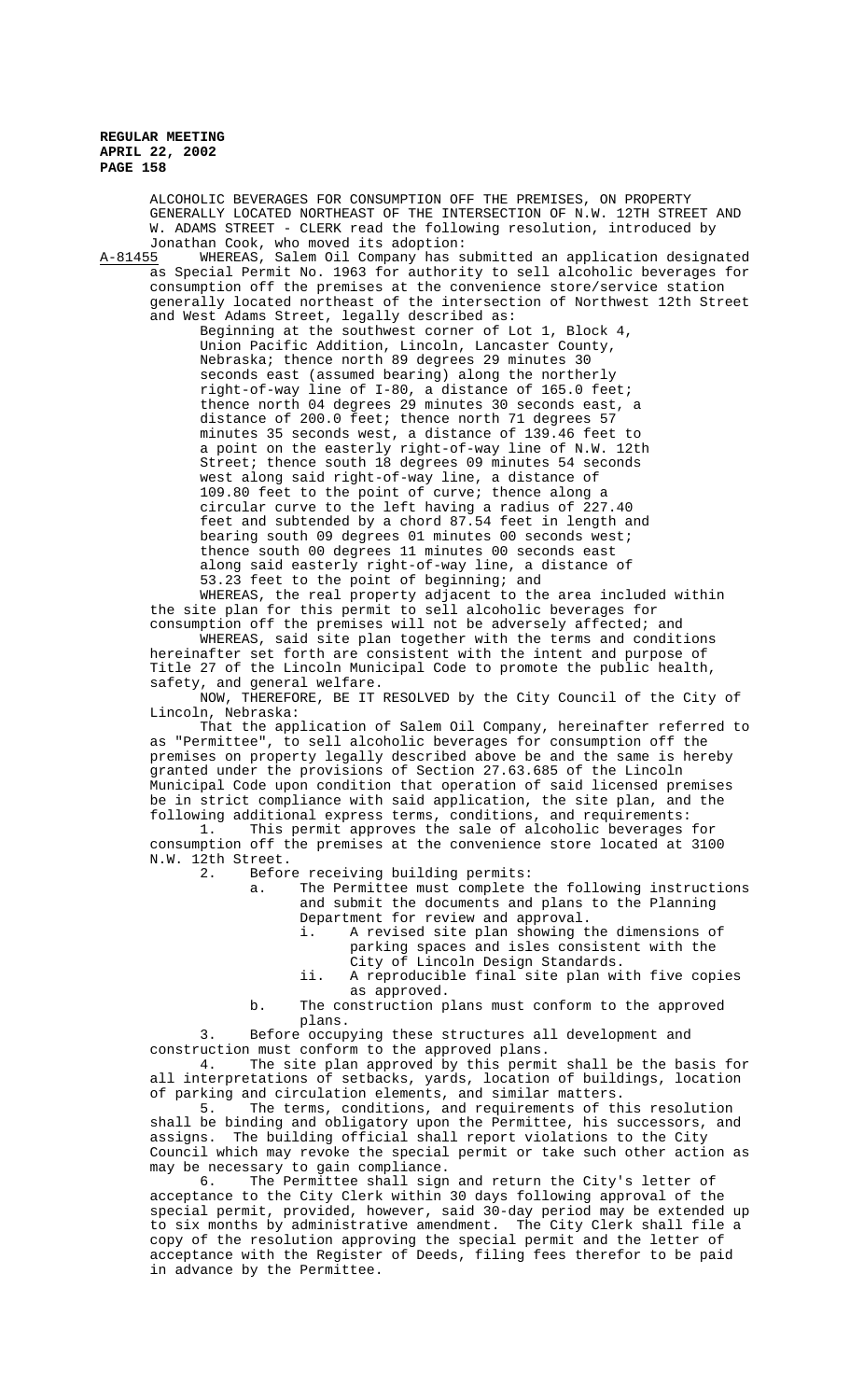ALCOHOLIC BEVERAGES FOR CONSUMPTION OFF THE PREMISES, ON PROPERTY GENERALLY LOCATED NORTHEAST OF THE INTERSECTION OF N.W. 12TH STREET AND W. ADAMS STREET - CLERK read the following resolution, introduced by Jonathan Cook, who moved its adoption:

A-81455 WHEREAS, Salem Oil Company has submitted an application designated as Special Permit No. 1963 for authority to sell alcoholic beverages for consumption off the premises at the convenience store/service station generally located northeast of the intersection of Northwest 12th Street and West Adams Street, legally described as:

> Beginning at the southwest corner of Lot 1, Block 4, Union Pacific Addition, Lincoln, Lancaster County, Nebraska; thence north 89 degrees 29 minutes 30 seconds east (assumed bearing) along the northerly right-of-way line of I-80, a distance of 165.0 feet; thence north 04 degrees 29 minutes 30 seconds east, a distance of 200.0 feet; thence north 71 degrees 57 minutes 35 seconds west, a distance of 139.46 feet to a point on the easterly right-of-way line of N.W. 12th Street; thence south 18 degrees 09 minutes 54 seconds west along said right-of-way line, a distance of 109.80 feet to the point of curve; thence along a circular curve to the left having a radius of 227.40 feet and subtended by a chord 87.54 feet in length and bearing south 09 degrees 01 minutes 00 seconds west; thence south 00 degrees 11 minutes 00 seconds east along said easterly right-of-way line, a distance of 53.23 feet to the point of beginning; and

WHEREAS, the real property adjacent to the area included within the site plan for this permit to sell alcoholic beverages for consumption off the premises will not be adversely affected; and

WHEREAS, said site plan together with the terms and conditions hereinafter set forth are consistent with the intent and purpose of Title 27 of the Lincoln Municipal Code to promote the public health, safety, and general welfare.

NOW, THEREFORE, BE IT RESOLVED by the City Council of the City of Lincoln, Nebraska:

That the application of Salem Oil Company, hereinafter referred to as "Permittee", to sell alcoholic beverages for consumption off the premises on property legally described above be and the same is hereby granted under the provisions of Section 27.63.685 of the Lincoln Municipal Code upon condition that operation of said licensed premises be in strict compliance with said application, the site plan, and the following additional express terms, conditions, and requirements:

1. This permit approves the sale of alcoholic beverages for consumption off the premises at the convenience store located at 3100 N.W. 12th Street.
2. Before receiving building permits:
   a. The Permittee must complete the following instructions and submit the documents and plans to the Planning Department for review and approval.
      i. A revised site plan showing the dimensions of parking spaces and isles consistent with the City of Lincoln Design Standards.
      ii. A reproducible final site plan with five copies as approved.
   b. The construction plans must conform to the approved plans.
3. Before occupying these structures all development and construction must conform to the approved plans.
4. The site plan approved by this permit shall be the basis for all interpretations of setbacks, yards, location of buildings, location of parking and circulation elements, and similar matters.
5. The terms, conditions, and requirements of this resolution shall be binding and obligatory upon the Permittee, his successors, and assigns. The building official shall report violations to the City Council which may revoke the special permit or take such other action as may be necessary to gain compliance.
6. The Permittee shall sign and return the City's letter of acceptance to the City Clerk within 30 days following approval of the special permit, provided, however, said 30-day period may be extended up to six months by administrative amendment. The City Clerk shall file a copy of the resolution approving the special permit and the letter of acceptance with the Register of Deeds, filing fees therefor to be paid in advance by the Permittee.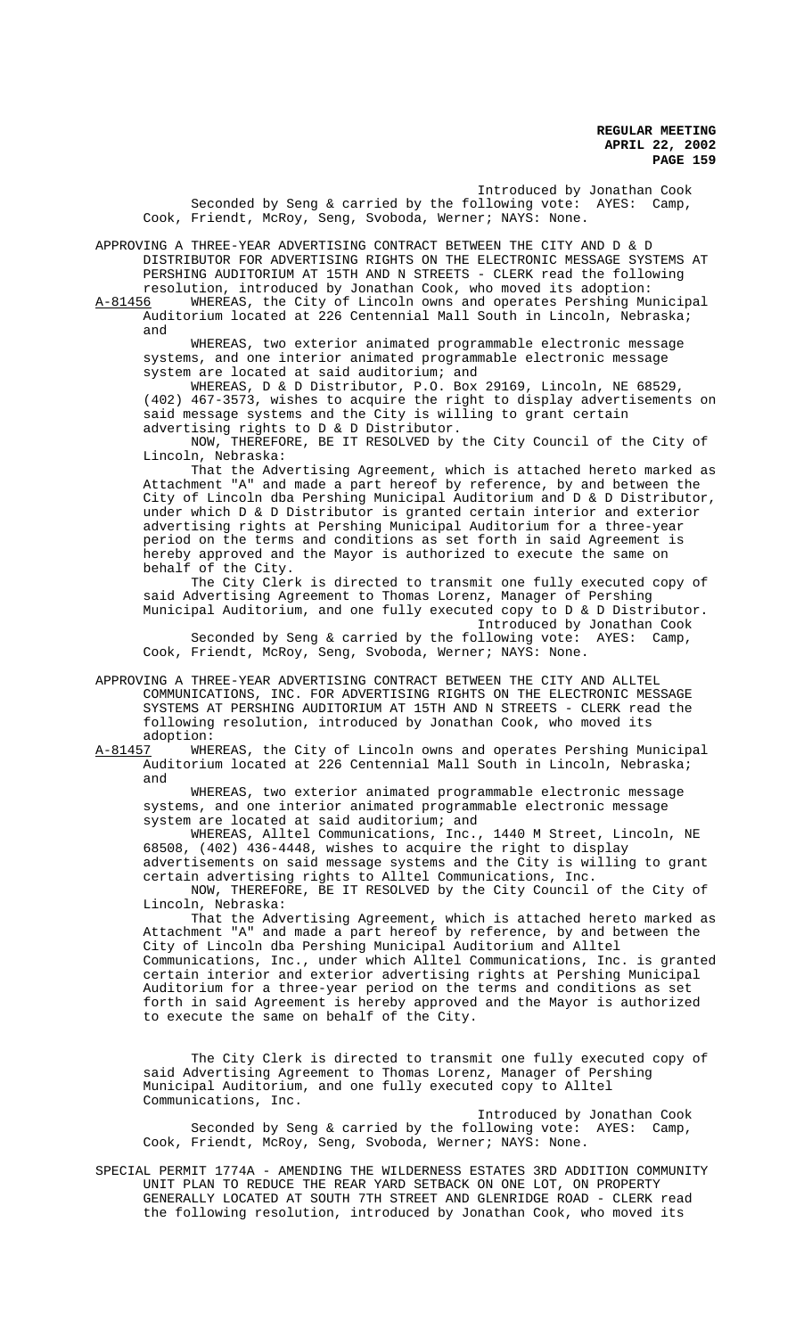Introduced by Jonathan Cook

Seconded by Seng & carried by the following vote: AYES: Camp, Cook, Friendt, McRoy, Seng, Svoboda, Werner; NAYS: None.

APPROVING A THREE-YEAR ADVERTISING CONTRACT BETWEEN THE CITY AND D & D DISTRIBUTOR FOR ADVERTISING RIGHTS ON THE ELECTRONIC MESSAGE SYSTEMS AT PERSHING AUDITORIUM AT 15TH AND N STREETS - CLERK read the following resolution, introduced by Jonathan Cook, who moved its adoption:

A-81456 WHEREAS, the City of Lincoln owns and operates Pershing Municipal Auditorium located at 226 Centennial Mall South in Lincoln, Nebraska; and

WHEREAS, two exterior animated programmable electronic message systems, and one interior animated programmable electronic message system are located at said auditorium; and

WHEREAS, D & D Distributor, P.O. Box 29169, Lincoln, NE 68529, (402) 467-3573, wishes to acquire the right to display advertisements on said message systems and the City is willing to grant certain advertising rights to D & D Distributor.

NOW, THEREFORE, BE IT RESOLVED by the City Council of the City of Lincoln, Nebraska:

That the Advertising Agreement, which is attached hereto marked as Attachment "A" and made a part hereof by reference, by and between the City of Lincoln dba Pershing Municipal Auditorium and D & D Distributor, under which D & D Distributor is granted certain interior and exterior advertising rights at Pershing Municipal Auditorium for a three-year period on the terms and conditions as set forth in said Agreement is hereby approved and the Mayor is authorized to execute the same on behalf of the City.

The City Clerk is directed to transmit one fully executed copy of said Advertising Agreement to Thomas Lorenz, Manager of Pershing Municipal Auditorium, and one fully executed copy to D & D Distributor.

Introduced by Jonathan Cook

Seconded by Seng & carried by the following vote: AYES: Camp, Cook, Friendt, McRoy, Seng, Svoboda, Werner; NAYS: None.

APPROVING A THREE-YEAR ADVERTISING CONTRACT BETWEEN THE CITY AND ALLTEL COMMUNICATIONS, INC. FOR ADVERTISING RIGHTS ON THE ELECTRONIC MESSAGE SYSTEMS AT PERSHING AUDITORIUM AT 15TH AND N STREETS - CLERK read the following resolution, introduced by Jonathan Cook, who moved its adoption:

A-81457 WHEREAS, the City of Lincoln owns and operates Pershing Municipal Auditorium located at 226 Centennial Mall South in Lincoln, Nebraska; and

WHEREAS, two exterior animated programmable electronic message systems, and one interior animated programmable electronic message system are located at said auditorium; and

WHEREAS, Alltel Communications, Inc., 1440 M Street, Lincoln, NE 68508, (402) 436-4448, wishes to acquire the right to display advertisements on said message systems and the City is willing to grant certain advertising rights to Alltel Communications, Inc.

NOW, THEREFORE, BE IT RESOLVED by the City Council of the City of Lincoln, Nebraska:

That the Advertising Agreement, which is attached hereto marked as Attachment "A" and made a part hereof by reference, by and between the City of Lincoln dba Pershing Municipal Auditorium and Alltel Communications, Inc., under which Alltel Communications, Inc. is granted certain interior and exterior advertising rights at Pershing Municipal Auditorium for a three-year period on the terms and conditions as set forth in said Agreement is hereby approved and the Mayor is authorized to execute the same on behalf of the City.

The City Clerk is directed to transmit one fully executed copy of said Advertising Agreement to Thomas Lorenz, Manager of Pershing Municipal Auditorium, and one fully executed copy to Alltel Communications, Inc.

Introduced by Jonathan Cook

Seconded by Seng & carried by the following vote: AYES: Camp, Cook, Friendt, McRoy, Seng, Svoboda, Werner; NAYS: None.

SPECIAL PERMIT 1774A - AMENDING THE WILDERNESS ESTATES 3RD ADDITION COMMUNITY UNIT PLAN TO REDUCE THE REAR YARD SETBACK ON ONE LOT, ON PROPERTY GENERALLY LOCATED AT SOUTH 7TH STREET AND GLENRIDGE ROAD - CLERK read the following resolution, introduced by Jonathan Cook, who moved its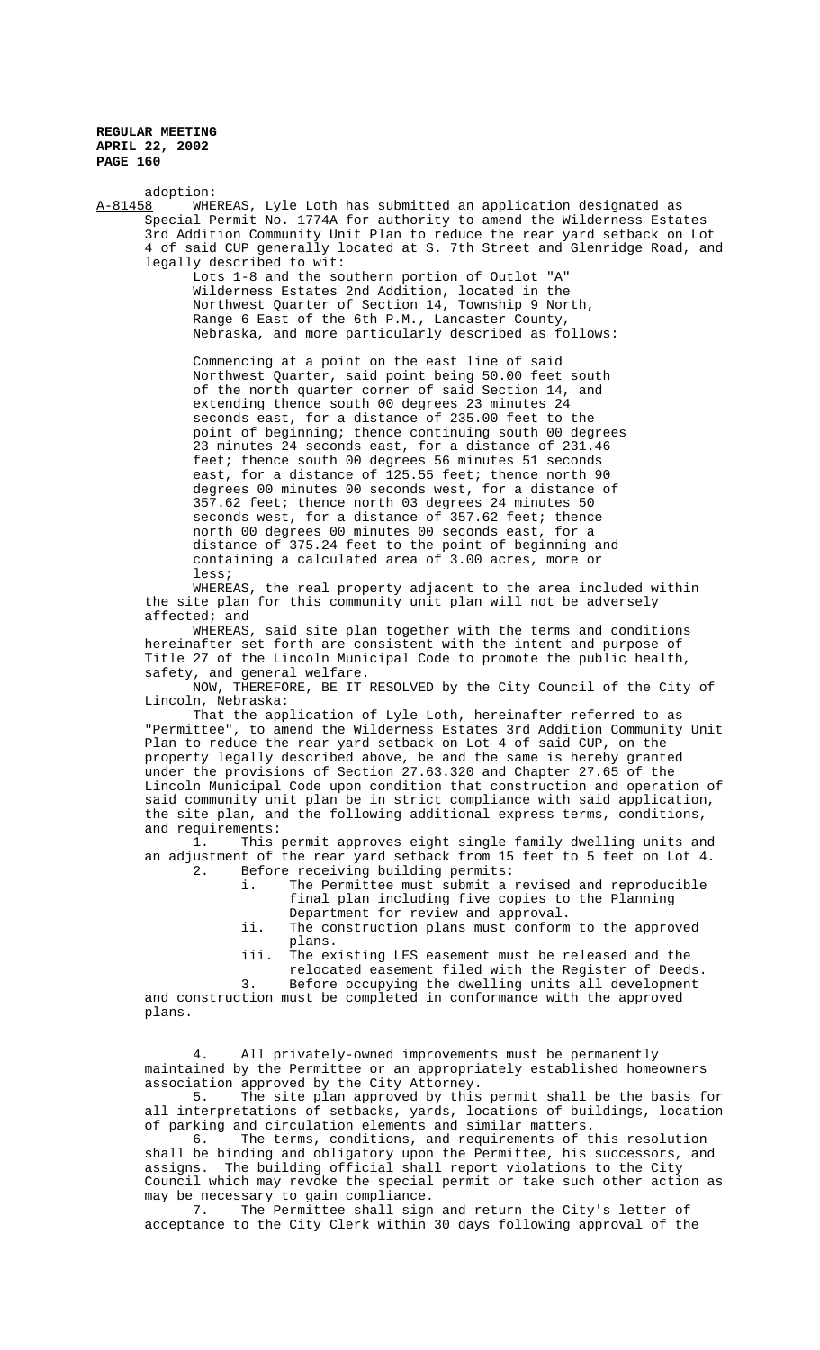adoption:

A-81458 WHEREAS, Lyle Loth has submitted an application designated as Special Permit No. 1774A for authority to amend the Wilderness Estates 3rd Addition Community Unit Plan to reduce the rear yard setback on Lot 4 of said CUP generally located at S. 7th Street and Glenridge Road, and legally described to wit:

> Lots 1-8 and the southern portion of Outlot "A" Wilderness Estates 2nd Addition, located in the Northwest Quarter of Section 14, Township 9 North, Range 6 East of the 6th P.M., Lancaster County, Nebraska, and more particularly described as follows:
>
> Commencing at a point on the east line of said Northwest Quarter, said point being 50.00 feet south of the north quarter corner of said Section 14, and extending thence south 00 degrees 23 minutes 24 seconds east, for a distance of 235.00 feet to the point of beginning; thence continuing south 00 degrees 23 minutes 24 seconds east, for a distance of 231.46 feet; thence south 00 degrees 56 minutes 51 seconds east, for a distance of 125.55 feet; thence north 90 degrees 00 minutes 00 seconds west, for a distance of 357.62 feet; thence north 03 degrees 24 minutes 50 seconds west, for a distance of 357.62 feet; thence north 00 degrees 00 minutes 00 seconds east, for a distance of 375.24 feet to the point of beginning and containing a calculated area of 3.00 acres, more or less;

WHEREAS, the real property adjacent to the area included within the site plan for this community unit plan will not be adversely affected; and

WHEREAS, said site plan together with the terms and conditions hereinafter set forth are consistent with the intent and purpose of Title 27 of the Lincoln Municipal Code to promote the public health, safety, and general welfare.

NOW, THEREFORE, BE IT RESOLVED by the City Council of the City of Lincoln, Nebraska:

That the application of Lyle Loth, hereinafter referred to as "Permittee", to amend the Wilderness Estates 3rd Addition Community Unit Plan to reduce the rear yard setback on Lot 4 of said CUP, on the property legally described above, be and the same is hereby granted under the provisions of Section 27.63.320 and Chapter 27.65 of the Lincoln Municipal Code upon condition that construction and operation of said community unit plan be in strict compliance with said application, the site plan, and the following additional express terms, conditions, and requirements:

1. This permit approves eight single family dwelling units and an adjustment of the rear yard setback from 15 feet to 5 feet on Lot 4.
2. Before receiving building permits:
   i. The Permittee must submit a revised and reproducible final plan including five copies to the Planning Department for review and approval.
   ii. The construction plans must conform to the approved plans.
   iii. The existing LES easement must be released and the relocated easement filed with the Register of Deeds.
3. Before occupying the dwelling units all development and construction must be completed in conformance with the approved plans.
4. All privately-owned improvements must be permanently maintained by the Permittee or an appropriately established homeowners association approved by the City Attorney.
5. The site plan approved by this permit shall be the basis for all interpretations of setbacks, yards, locations of buildings, location of parking and circulation elements and similar matters.
6. The terms, conditions, and requirements of this resolution shall be binding and obligatory upon the Permittee, his successors, and assigns. The building official shall report violations to the City Council which may revoke the special permit or take such other action as may be necessary to gain compliance.
7. The Permittee shall sign and return the City's letter of acceptance to the City Clerk within 30 days following approval of the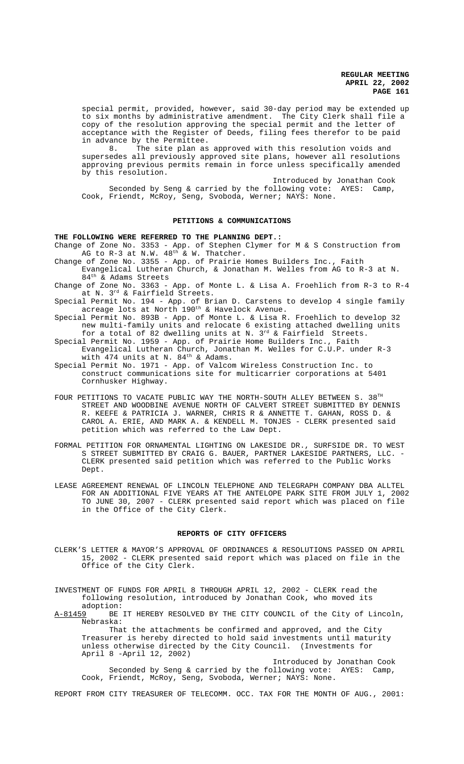special permit, provided, however, said 30-day period may be extended up to six months by administrative amendment. The City Clerk shall file a copy of the resolution approving the special permit and the letter of acceptance with the Register of Deeds, filing fees therefor to be paid in advance by the Permittee.

8. The site plan as approved with this resolution voids and supersedes all previously approved site plans, however all resolutions approving previous permits remain in force unless specifically amended by this resolution.

Introduced by Jonathan Cook

Seconded by Seng & carried by the following vote: AYES: Camp, Cook, Friendt, McRoy, Seng, Svoboda, Werner; NAYS: None.

## PETITIONS & COMMUNICATIONS

**THE FOLLOWING WERE REFERRED TO THE PLANNING DEPT.:**

Change of Zone No. 3353 - App. of Stephen Clymer for M & S Construction from AG to R-3 at N.W. 48th & W. Thatcher.

Change of Zone No. 3355 - App. of Prairie Homes Builders Inc., Faith Evangelical Lutheran Church, & Jonathan M. Welles from AG to R-3 at N. 84th & Adams Streets

Change of Zone No. 3363 - App. of Monte L. & Lisa A. Froehlich from R-3 to R-4 at N. 3rd & Fairfield Streets.

Special Permit No. 194 - App. of Brian D. Carstens to develop 4 single family acreage lots at North 190th & Havelock Avenue.

Special Permit No. 893B - App. of Monte L. & Lisa R. Froehlich to develop 32 new multi-family units and relocate 6 existing attached dwelling units for a total of 82 dwelling units at N. 3rd & Fairfield Streets.

Special Permit No. 1959 - App. of Prairie Home Builders Inc., Faith Evangelical Lutheran Church, Jonathan M. Welles for C.U.P. under R-3 with 474 units at N. 84th & Adams.

Special Permit No. 1971 - App. of Valcom Wireless Construction Inc. to construct communications site for multicarrier corporations at 5401 Cornhusker Highway.

FOUR PETITIONS TO VACATE PUBLIC WAY THE NORTH-SOUTH ALLEY BETWEEN S. 38TH STREET AND WOODBINE AVENUE NORTH OF CALVERT STREET SUBMITTED BY DENNIS R. KEEFE & PATRICIA J. WARNER, CHRIS R & ANNETTE T. GAHAN, ROSS D. & CAROL A. ERIE, AND MARK A. & KENDELL M. TONJES - CLERK presented said petition which was referred to the Law Dept.

FORMAL PETITION FOR ORNAMENTAL LIGHTING ON LAKESIDE DR., SURFSIDE DR. TO WEST S STREET SUBMITTED BY CRAIG G. BAUER, PARTNER LAKESIDE PARTNERS, LLC. - CLERK presented said petition which was referred to the Public Works Dept.

LEASE AGREEMENT RENEWAL OF LINCOLN TELEPHONE AND TELEGRAPH COMPANY DBA ALLTEL FOR AN ADDITIONAL FIVE YEARS AT THE ANTELOPE PARK SITE FROM JULY 1, 2002 TO JUNE 30, 2007 - CLERK presented said report which was placed on file in the Office of the City Clerk.

## REPORTS OF CITY OFFICERS

CLERK'S LETTER & MAYOR'S APPROVAL OF ORDINANCES & RESOLUTIONS PASSED ON APRIL 15, 2002 - CLERK presented said report which was placed on file in the Office of the City Clerk.

INVESTMENT OF FUNDS FOR APRIL 8 THROUGH APRIL 12, 2002 - CLERK read the following resolution, introduced by Jonathan Cook, who moved its adoption:

A-81459 BE IT HEREBY RESOLVED BY THE CITY COUNCIL of the City of Lincoln, Nebraska:

That the attachments be confirmed and approved, and the City Treasurer is hereby directed to hold said investments until maturity unless otherwise directed by the City Council. (Investments for April 8 -April 12, 2002)

Introduced by Jonathan Cook

Seconded by Seng & carried by the following vote: AYES: Camp, Cook, Friendt, McRoy, Seng, Svoboda, Werner; NAYS: None.

REPORT FROM CITY TREASURER OF TELECOMM. OCC. TAX FOR THE MONTH OF AUG., 2001: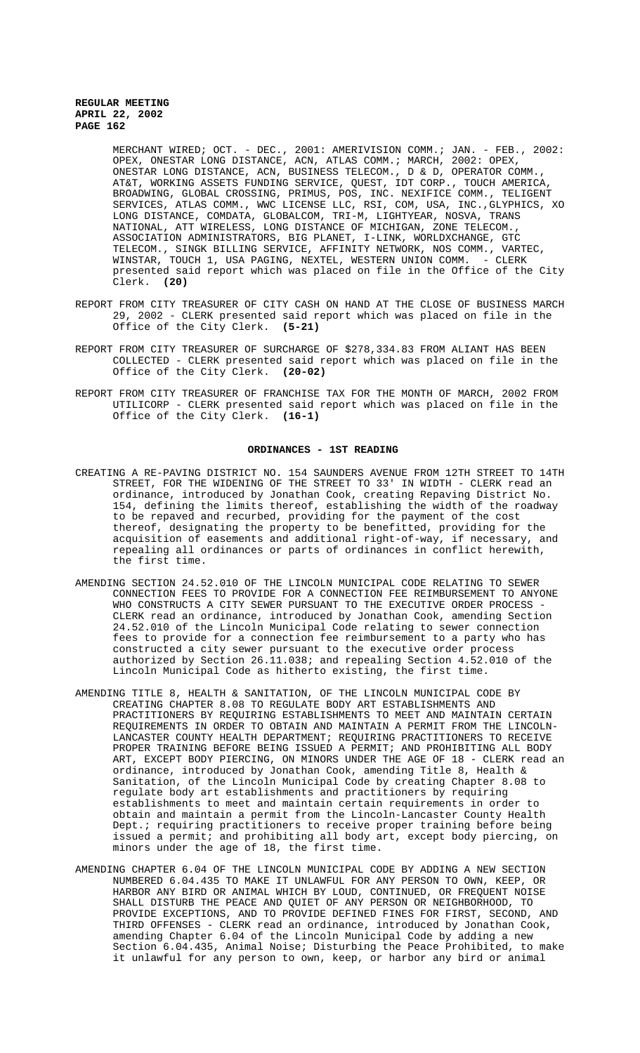MERCHANT WIRED; OCT. - DEC., 2001: AMERIVISION COMM.; JAN. - FEB., 2002: OPEX, ONESTAR LONG DISTANCE, ACN, ATLAS COMM.; MARCH, 2002: OPEX, ONESTAR LONG DISTANCE, ACN, BUSINESS TELECOM., D & D, OPERATOR COMM., AT&T, WORKING ASSETS FUNDING SERVICE, QUEST, IDT CORP., TOUCH AMERICA, BROADWING, GLOBAL CROSSING, PRIMUS, POS, INC. NEXIFICE COMM., TELIGENT SERVICES, ATLAS COMM., WWC LICENSE LLC, RSI, COM, USA, INC.,GLYPHICS, XO LONG DISTANCE, COMDATA, GLOBALCOM, TRI-M, LIGHTYEAR, NOSVA, TRANS NATIONAL, ATT WIRELESS, LONG DISTANCE OF MICHIGAN, ZONE TELECOM., ASSOCIATION ADMINISTRATORS, BIG PLANET, I-LINK, WORLDXCHANGE, GTC TELECOM., SINGK BILLING SERVICE, AFFINITY NETWORK, NOS COMM., VARTEC, WINSTAR, TOUCH 1, USA PAGING, NEXTEL, WESTERN UNION COMM. - CLERK presented said report which was placed on file in the Office of the City Clerk. **(20)**

REPORT FROM CITY TREASURER OF CITY CASH ON HAND AT THE CLOSE OF BUSINESS MARCH 29, 2002 - CLERK presented said report which was placed on file in the Office of the City Clerk. **(5-21)**

REPORT FROM CITY TREASURER OF SURCHARGE OF $278,334.83 FROM ALIANT HAS BEEN COLLECTED - CLERK presented said report which was placed on file in the Office of the City Clerk. **(20-02)**

REPORT FROM CITY TREASURER OF FRANCHISE TAX FOR THE MONTH OF MARCH, 2002 FROM UTILICORP - CLERK presented said report which was placed on file in the Office of the City Clerk. **(16-1)**

## ORDINANCES - 1ST READING

CREATING A RE-PAVING DISTRICT NO. 154 SAUNDERS AVENUE FROM 12TH STREET TO 14TH STREET, FOR THE WIDENING OF THE STREET TO 33' IN WIDTH - CLERK read an ordinance, introduced by Jonathan Cook, creating Repaving District No. 154, defining the limits thereof, establishing the width of the roadway to be repaved and recurbed, providing for the payment of the cost thereof, designating the property to be benefitted, providing for the acquisition of easements and additional right-of-way, if necessary, and repealing all ordinances or parts of ordinances in conflict herewith, the first time.

AMENDING SECTION 24.52.010 OF THE LINCOLN MUNICIPAL CODE RELATING TO SEWER CONNECTION FEES TO PROVIDE FOR A CONNECTION FEE REIMBURSEMENT TO ANYONE WHO CONSTRUCTS A CITY SEWER PURSUANT TO THE EXECUTIVE ORDER PROCESS - CLERK read an ordinance, introduced by Jonathan Cook, amending Section 24.52.010 of the Lincoln Municipal Code relating to sewer connection fees to provide for a connection fee reimbursement to a party who has constructed a city sewer pursuant to the executive order process authorized by Section 26.11.038; and repealing Section 4.52.010 of the Lincoln Municipal Code as hitherto existing, the first time.

AMENDING TITLE 8, HEALTH & SANITATION, OF THE LINCOLN MUNICIPAL CODE BY CREATING CHAPTER 8.08 TO REGULATE BODY ART ESTABLISHMENTS AND PRACTITIONERS BY REQUIRING ESTABLISHMENTS TO MEET AND MAINTAIN CERTAIN REQUIREMENTS IN ORDER TO OBTAIN AND MAINTAIN A PERMIT FROM THE LINCOLN-LANCASTER COUNTY HEALTH DEPARTMENT; REQUIRING PRACTITIONERS TO RECEIVE PROPER TRAINING BEFORE BEING ISSUED A PERMIT; AND PROHIBITING ALL BODY ART, EXCEPT BODY PIERCING, ON MINORS UNDER THE AGE OF 18 - CLERK read an ordinance, introduced by Jonathan Cook, amending Title 8, Health & Sanitation, of the Lincoln Municipal Code by creating Chapter 8.08 to regulate body art establishments and practitioners by requiring establishments to meet and maintain certain requirements in order to obtain and maintain a permit from the Lincoln-Lancaster County Health Dept.; requiring practitioners to receive proper training before being issued a permit; and prohibiting all body art, except body piercing, on minors under the age of 18, the first time.

AMENDING CHAPTER 6.04 OF THE LINCOLN MUNICIPAL CODE BY ADDING A NEW SECTION NUMBERED 6.04.435 TO MAKE IT UNLAWFUL FOR ANY PERSON TO OWN, KEEP, OR HARBOR ANY BIRD OR ANIMAL WHICH BY LOUD, CONTINUED, OR FREQUENT NOISE SHALL DISTURB THE PEACE AND QUIET OF ANY PERSON OR NEIGHBORHOOD, TO PROVIDE EXCEPTIONS, AND TO PROVIDE DEFINED FINES FOR FIRST, SECOND, AND THIRD OFFENSES - CLERK read an ordinance, introduced by Jonathan Cook, amending Chapter 6.04 of the Lincoln Municipal Code by adding a new Section 6.04.435, Animal Noise; Disturbing the Peace Prohibited, to make it unlawful for any person to own, keep, or harbor any bird or animal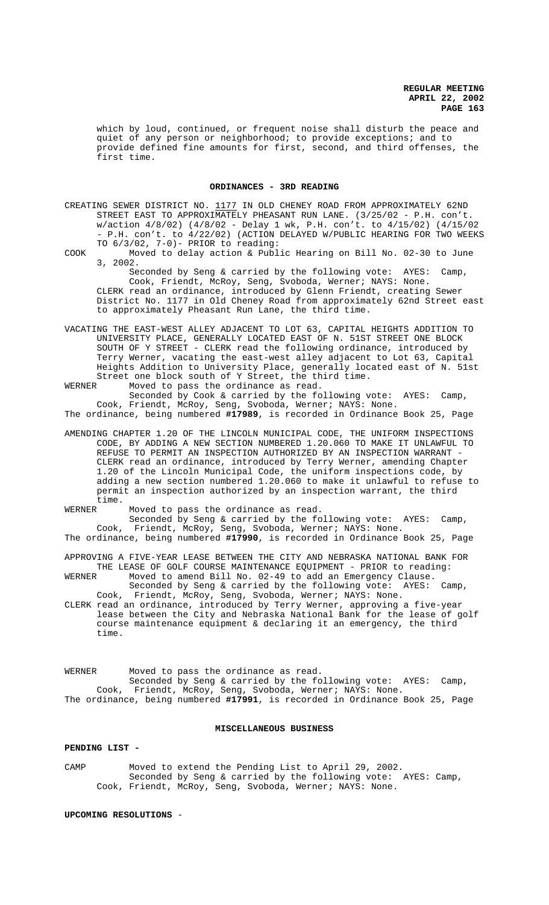which by loud, continued, or frequent noise shall disturb the peace and quiet of any person or neighborhood; to provide exceptions; and to provide defined fine amounts for first, second, and third offenses, the first time.

## ORDINANCES - 3RD READING

CREATING SEWER DISTRICT NO. 1177 IN OLD CHENEY ROAD FROM APPROXIMATELY 62ND STREET EAST TO APPROXIMATELY PHEASANT RUN LANE. (3/25/02 - P.H. con't. w/action 4/8/02) (4/8/02 - Delay 1 wk, P.H. con't. to 4/15/02) (4/15/02 - P.H. con't. to 4/22/02) (ACTION DELAYED W/PUBLIC HEARING FOR TWO WEEKS TO 6/3/02, 7-0)- PRIOR to reading:

COOK Moved to delay action & Public Hearing on Bill No. 02-30 to June 3, 2002.

Seconded by Seng & carried by the following vote: AYES: Camp, Cook, Friendt, McRoy, Seng, Svoboda, Werner; NAYS: None.

CLERK read an ordinance, introduced by Glenn Friendt, creating Sewer District No. 1177 in Old Cheney Road from approximately 62nd Street east to approximately Pheasant Run Lane, the third time.

VACATING THE EAST-WEST ALLEY ADJACENT TO LOT 63, CAPITAL HEIGHTS ADDITION TO UNIVERSITY PLACE, GENERALLY LOCATED EAST OF N. 51ST STREET ONE BLOCK SOUTH OF Y STREET - CLERK read the following ordinance, introduced by Terry Werner, vacating the east-west alley adjacent to Lot 63, Capital Heights Addition to University Place, generally located east of N. 51st Street one block south of Y Street, the third time.

WERNER Moved to pass the ordinance as read.

Seconded by Cook & carried by the following vote: AYES: Camp, Cook, Friendt, McRoy, Seng, Svoboda, Werner; NAYS: None.

The ordinance, being numbered **#17989**, is recorded in Ordinance Book 25, Page

AMENDING CHAPTER 1.20 OF THE LINCOLN MUNICIPAL CODE, THE UNIFORM INSPECTIONS CODE, BY ADDING A NEW SECTION NUMBERED 1.20.060 TO MAKE IT UNLAWFUL TO REFUSE TO PERMIT AN INSPECTION AUTHORIZED BY AN INSPECTION WARRANT - CLERK read an ordinance, introduced by Terry Werner, amending Chapter 1.20 of the Lincoln Municipal Code, the uniform inspections code, by adding a new section numbered 1.20.060 to make it unlawful to refuse to permit an inspection authorized by an inspection warrant, the third time.

WERNER Moved to pass the ordinance as read.

Seconded by Seng & carried by the following vote: AYES: Camp, Cook, Friendt, McRoy, Seng, Svoboda, Werner; NAYS: None.

The ordinance, being numbered **#17990**, is recorded in Ordinance Book 25, Page

APPROVING A FIVE-YEAR LEASE BETWEEN THE CITY AND NEBRASKA NATIONAL BANK FOR THE LEASE OF GOLF COURSE MAINTENANCE EQUIPMENT - PRIOR to reading:

WERNER Moved to amend Bill No. 02-49 to add an Emergency Clause.

Seconded by Seng & carried by the following vote: AYES: Camp, Cook, Friendt, McRoy, Seng, Svoboda, Werner; NAYS: None.

CLERK read an ordinance, introduced by Terry Werner, approving a five-year lease between the City and Nebraska National Bank for the lease of golf course maintenance equipment & declaring it an emergency, the third time.

WERNER Moved to pass the ordinance as read.

Seconded by Seng & carried by the following vote: AYES: Camp, Cook, Friendt, McRoy, Seng, Svoboda, Werner; NAYS: None.

The ordinance, being numbered **#17991**, is recorded in Ordinance Book 25, Page

## MISCELLANEOUS BUSINESS

**PENDING LIST -**

CAMP Moved to extend the Pending List to April 29, 2002.

Seconded by Seng & carried by the following vote: AYES: Camp, Cook, Friendt, McRoy, Seng, Svoboda, Werner; NAYS: None.

**UPCOMING RESOLUTIONS** -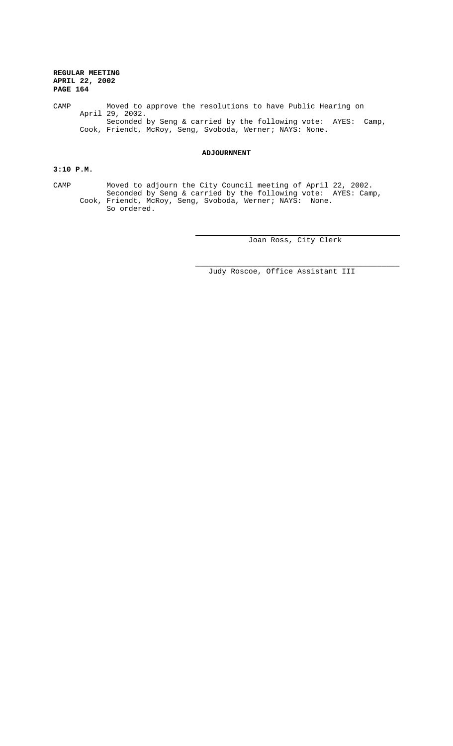CAMP Moved to approve the resolutions to have Public Hearing on April 29, 2002.
Seconded by Seng & carried by the following vote: AYES: Camp, Cook, Friendt, McRoy, Seng, Svoboda, Werner; NAYS: None.

**ADJOURNMENT**

**3:10 P.M.**

CAMP Moved to adjourn the City Council meeting of April 22, 2002.
Seconded by Seng & carried by the following vote: AYES: Camp, Cook, Friendt, McRoy, Seng, Svoboda, Werner; NAYS: None.
So ordered.

\_\_\_\_\_\_\_\_\_\_\_\_\_\_\_\_\_\_\_\_\_\_\_\_\_\_\_\_\_\_\_\_\_\_\_\_\_\_\_\_\_\_\_\_

Joan Ross, City Clerk

\_\_\_\_\_\_\_\_\_\_\_\_\_\_\_\_\_\_\_\_\_\_\_\_\_\_\_\_\_\_\_\_\_\_\_\_\_\_\_\_\_\_\_\_

Judy Roscoe, Office Assistant III